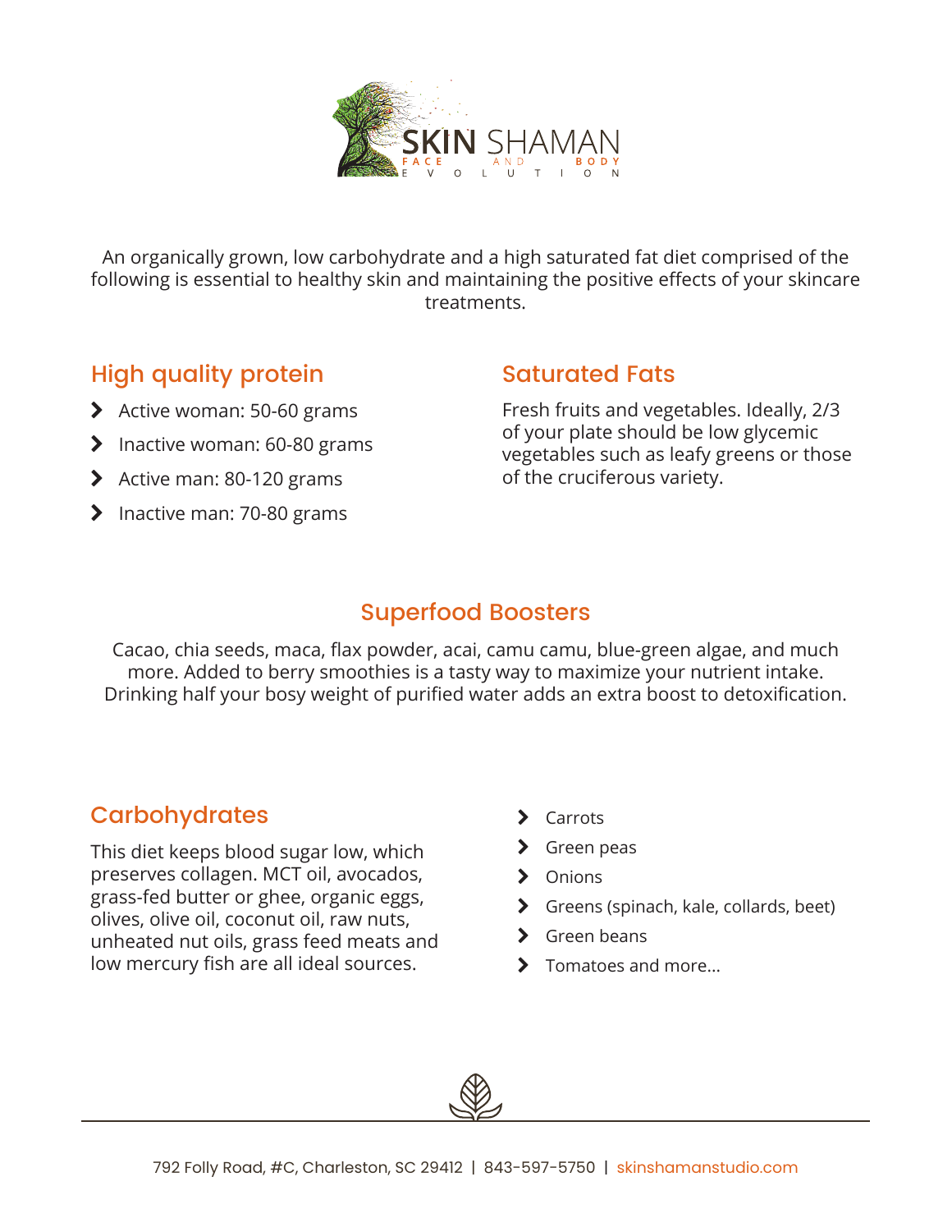# SKIN SHAMAN

FACE AND BODY EVOLUTION

An organically grown, low carbohydrate and a high saturated fat diet comprised of the following is essential to healthy skin and maintaining the positive effects of your skincare treatments.

## High quality protein

- Active woman: 50-60 grams
- Inactive woman: 60-80 grams
- Active man: 80-120 grams
- Inactive man: 70-80 grams

## Saturated Fats

Fresh fruits and vegetables. Ideally, 2/3 of your plate should be low glycemic vegetables such as leafy greens or those of the cruciferous variety.

## Superfood Boosters

Cacao, chia seeds, maca, flax powder, acai, camu camu, blue-green algae, and much more. Added to berry smoothies is a tasty way to maximize your nutrient intake. Drinking half your bosy weight of purified water adds an extra boost to detoxification.

## Carbohydrates

This diet keeps blood sugar low, which preserves collagen. MCT oil, avocados, grass-fed butter or ghee, organic eggs, olives, olive oil, coconut oil, raw nuts, unheated nut oils, grass feed meats and low mercury fish are all ideal sources.

- Carrots
- Green peas
- Onions
- Greens (spinach, kale, collards, beet)
- Green beans
- Tomatoes and more...

792 Folly Road, #C, Charleston, SC 29412 | 843-597-5750 | skinshamanstudio.com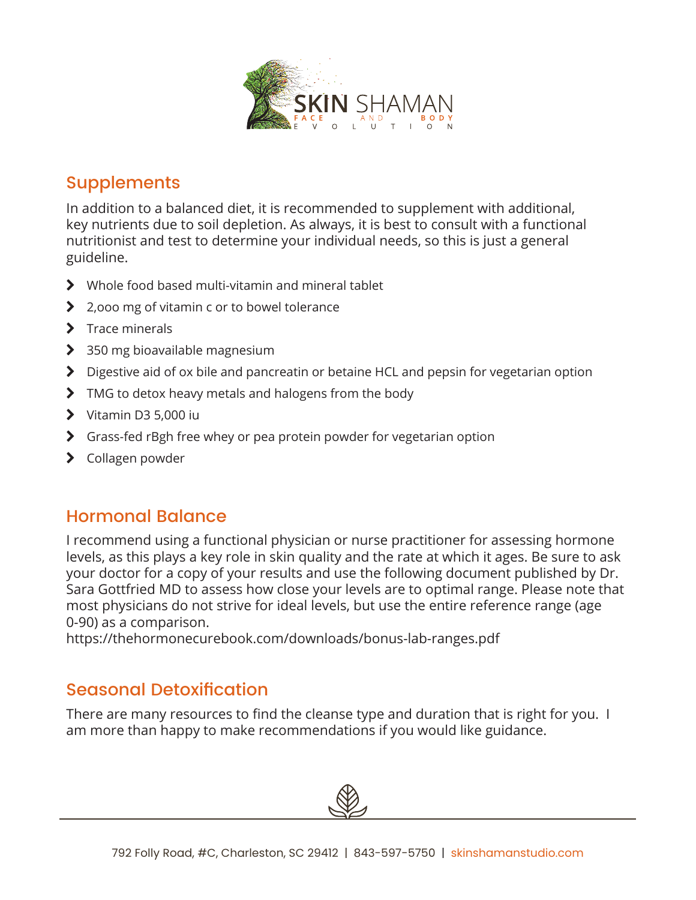## Supplements

In addition to a balanced diet, it is recommended to supplement with additional, key nutrients due to soil depletion. As always, it is best to consult with a functional nutritionist and test to determine your individual needs, so this is just a general guideline.

- Whole food based multi-vitamin and mineral tablet
- 2,000 mg of vitamin c or to bowel tolerance
- Trace minerals
- 350 mg bioavailable magnesium
- Digestive aid of ox bile and pancreatin or betaine HCL and pepsin for vegetarian option
- TMG to detox heavy metals and halogens from the body
- Vitamin D3 5,000 iu
- Grass-fed rBgh free whey or pea protein powder for vegetarian option
- Collagen powder

## Hormonal Balance

I recommend using a functional physician or nurse practitioner for assessing hormone levels, as this plays a key role in skin quality and the rate at which it ages. Be sure to ask your doctor for a copy of your results and use the following document published by Dr. Sara Gottfried MD to assess how close your levels are to optimal range. Please note that most physicians do not strive for ideal levels, but use the entire reference range (age 0-90) as a comparison.
https://thehormonecurebook.com/downloads/bonus-lab-ranges.pdf

## Seasonal Detoxification

There are many resources to find the cleanse type and duration that is right for you. I am more than happy to make recommendations if you would like guidance.

792 Folly Road, #C, Charleston, SC 29412 | 843-597-5750 | skinshamanstudio.com